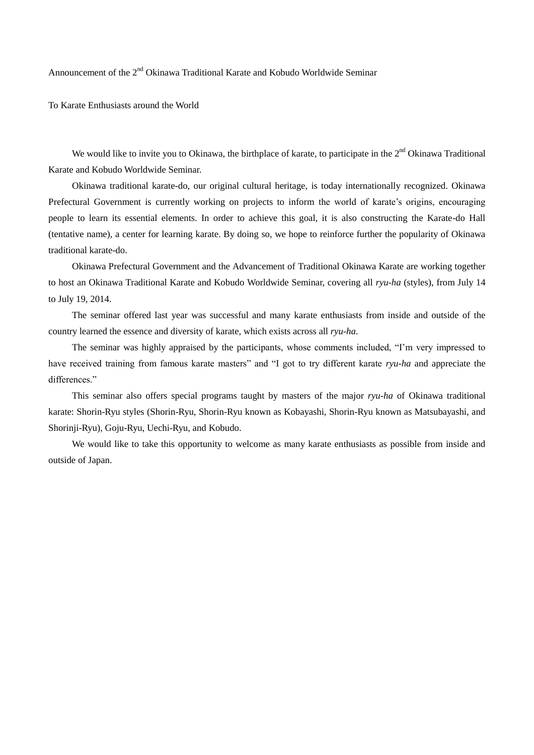Announcement of the 2nd Okinawa Traditional Karate and Kobudo Worldwide Seminar

To Karate Enthusiasts around the World

We would like to invite you to Okinawa, the birthplace of karate, to participate in the 2nd Okinawa Traditional Karate and Kobudo Worldwide Seminar.

Okinawa traditional karate-do, our original cultural heritage, is today internationally recognized. Okinawa Prefectural Government is currently working on projects to inform the world of karate's origins, encouraging people to learn its essential elements. In order to achieve this goal, it is also constructing the Karate-do Hall (tentative name), a center for learning karate. By doing so, we hope to reinforce further the popularity of Okinawa traditional karate-do.

Okinawa Prefectural Government and the Advancement of Traditional Okinawa Karate are working together to host an Okinawa Traditional Karate and Kobudo Worldwide Seminar, covering all *ryu-ha* (styles), from July 14 to July 19, 2014.

The seminar offered last year was successful and many karate enthusiasts from inside and outside of the country learned the essence and diversity of karate, which exists across all *ryu-ha*.

The seminar was highly appraised by the participants, whose comments included, "I'm very impressed to have received training from famous karate masters" and "I got to try different karate *ryu-ha* and appreciate the differences."

This seminar also offers special programs taught by masters of the major *ryu-ha* of Okinawa traditional karate: Shorin-Ryu styles (Shorin-Ryu, Shorin-Ryu known as Kobayashi, Shorin-Ryu known as Matsubayashi, and Shorinji-Ryu), Goju-Ryu, Uechi-Ryu, and Kobudo.

We would like to take this opportunity to welcome as many karate enthusiasts as possible from inside and outside of Japan.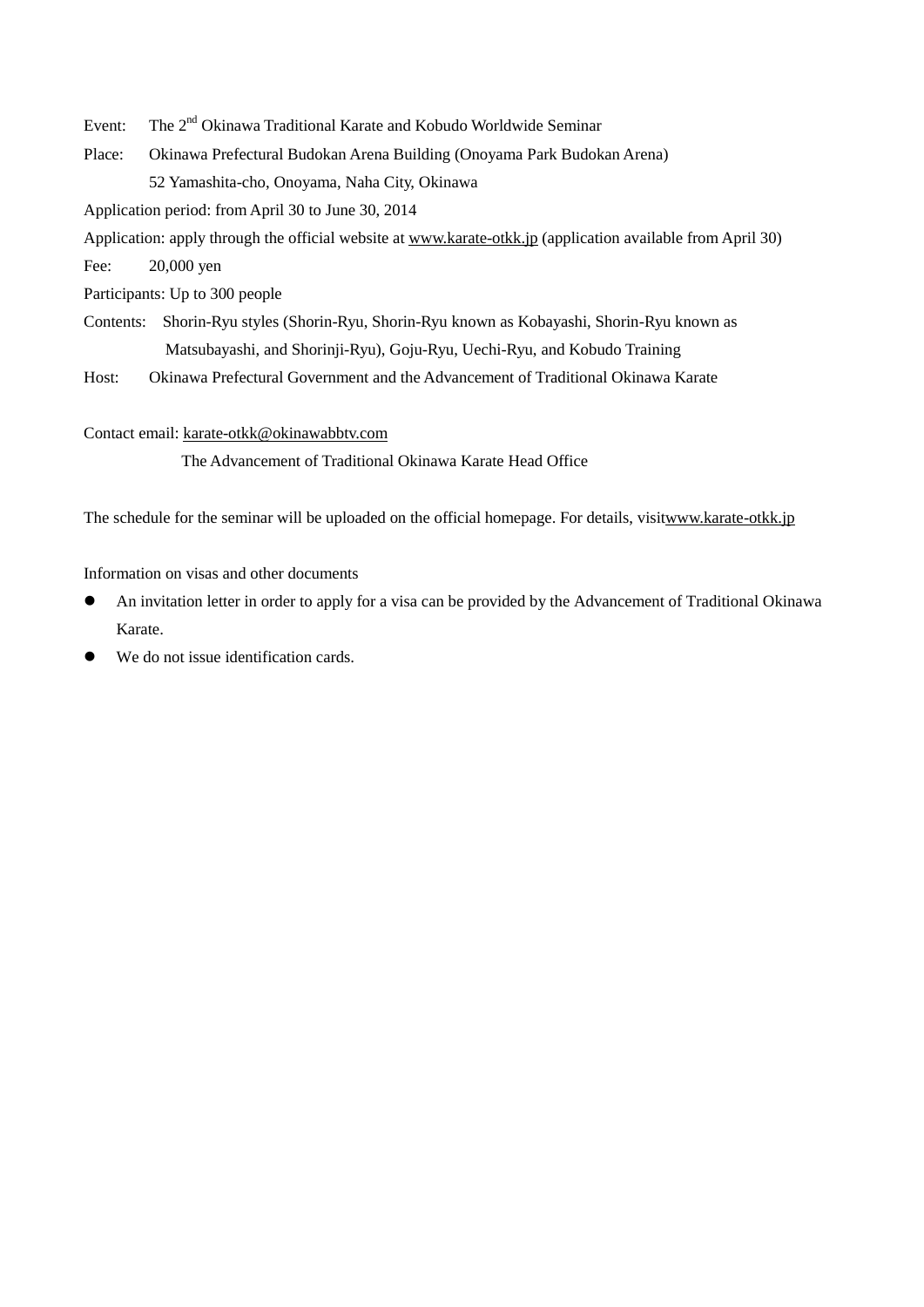Event: The 2nd Okinawa Traditional Karate and Kobudo Worldwide Seminar

Place: Okinawa Prefectural Budokan Arena Building (Onoyama Park Budokan Arena)
52 Yamashita-cho, Onoyama, Naha City, Okinawa

Application period: from April 30 to June 30, 2014

Application: apply through the official website at www.karate-otkk.jp (application available from April 30)

Fee: 20,000 yen

Participants: Up to 300 people

Contents: Shorin-Ryu styles (Shorin-Ryu, Shorin-Ryu known as Kobayashi, Shorin-Ryu known as Matsubayashi, and Shorinji-Ryu), Goju-Ryu, Uechi-Ryu, and Kobudo Training

Host: Okinawa Prefectural Government and the Advancement of Traditional Okinawa Karate

Contact email: karate-otkk@okinawabbtv.com
The Advancement of Traditional Okinawa Karate Head Office

The schedule for the seminar will be uploaded on the official homepage. For details, visitwww.karate-otkk.jp

Information on visas and other documents

- An invitation letter in order to apply for a visa can be provided by the Advancement of Traditional Okinawa Karate.
- We do not issue identification cards.